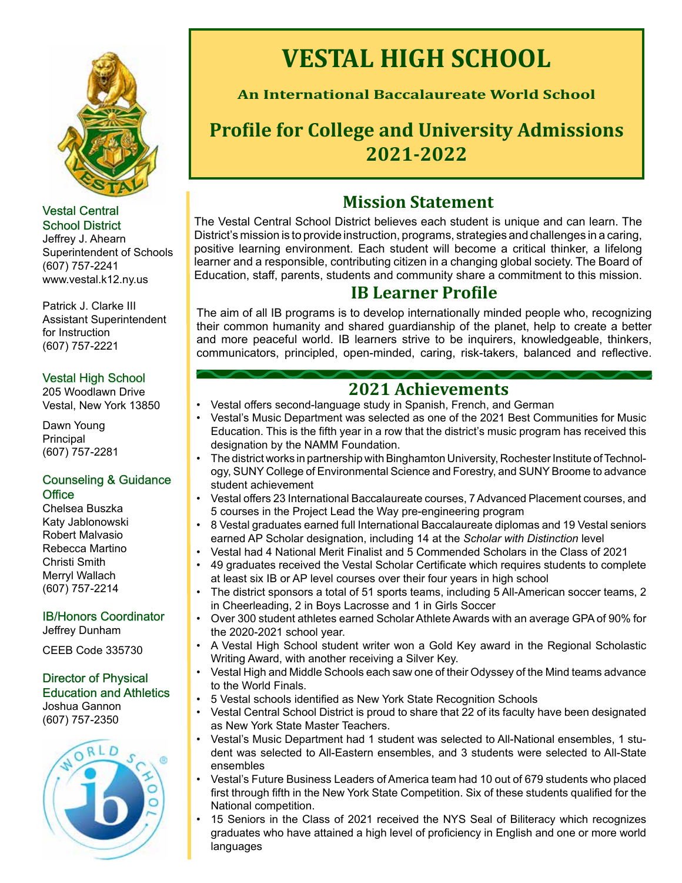# VESTAL HIGH SCHOOL

**An International Baccalaureate World School**

## Profile for College and University Admissions 2021-2022

**Vestal Central School District**
Jeffrey J. Ahearn
Superintendent of Schools
(607) 757-2241
www.vestal.k12.ny.us

Patrick J. Clarke III
Assistant Superintendent for Instruction
(607) 757-2221

**Vestal High School**
205 Woodlawn Drive
Vestal, New York 13850

Dawn Young
Principal
(607) 757-2281

**Counseling & Guidance Office**
Chelsea Buszka
Katy Jablonowski
Robert Malvasio
Rebecca Martino
Christi Smith
Merryl Wallach
(607) 757-2214

**IB/Honors Coordinator**
Jeffrey Dunham

CEEB Code 335730

**Director of Physical Education and Athletics**
Joshua Gannon
(607) 757-2350

## Mission Statement

The Vestal Central School District believes each student is unique and can learn. The District's mission is to provide instruction, programs, strategies and challenges in a caring, positive learning environment. Each student will become a critical thinker, a lifelong learner and a responsible, contributing citizen in a changing global society. The Board of Education, staff, parents, students and community share a commitment to this mission.

## IB Learner Profile

The aim of all IB programs is to develop internationally minded people who, recognizing their common humanity and shared guardianship of the planet, help to create a better and more peaceful world. IB learners strive to be inquirers, knowledgeable, thinkers, communicators, principled, open-minded, caring, risk-takers, balanced and reflective.

## 2021 Achievements

- Vestal offers second-language study in Spanish, French, and German
- Vestal's Music Department was selected as one of the 2021 Best Communities for Music Education. This is the fifth year in a row that the district's music program has received this designation by the NAMM Foundation.
- The district works in partnership with Binghamton University, Rochester Institute of Technology, SUNY College of Environmental Science and Forestry, and SUNY Broome to advance student achievement
- Vestal offers 23 International Baccalaureate courses, 7 Advanced Placement courses, and 5 courses in the Project Lead the Way pre-engineering program
- 8 Vestal graduates earned full International Baccalaureate diplomas and 19 Vestal seniors earned AP Scholar designation, including 14 at the *Scholar with Distinction* level
- Vestal had 4 National Merit Finalist and 5 Commended Scholars in the Class of 2021
- 49 graduates received the Vestal Scholar Certificate which requires students to complete at least six IB or AP level courses over their four years in high school
- The district sponsors a total of 51 sports teams, including 5 All-American soccer teams, 2 in Cheerleading, 2 in Boys Lacrosse and 1 in Girls Soccer
- Over 300 student athletes earned Scholar Athlete Awards with an average GPA of 90% for the 2020-2021 school year.
- A Vestal High School student writer won a Gold Key award in the Regional Scholastic Writing Award, with another receiving a Silver Key.
- Vestal High and Middle Schools each saw one of their Odyssey of the Mind teams advance to the World Finals.
- 5 Vestal schools identified as New York State Recognition Schools
- Vestal Central School District is proud to share that 22 of its faculty have been designated as New York State Master Teachers.
- Vestal's Music Department had 1 student was selected to All-National ensembles, 1 student was selected to All-Eastern ensembles, and 3 students were selected to All-State ensembles
- Vestal's Future Business Leaders of America team had 10 out of 679 students who placed first through fifth in the New York State Competition. Six of these students qualified for the National competition.
- 15 Seniors in the Class of 2021 received the NYS Seal of Biliteracy which recognizes graduates who have attained a high level of proficiency in English and one or more world languages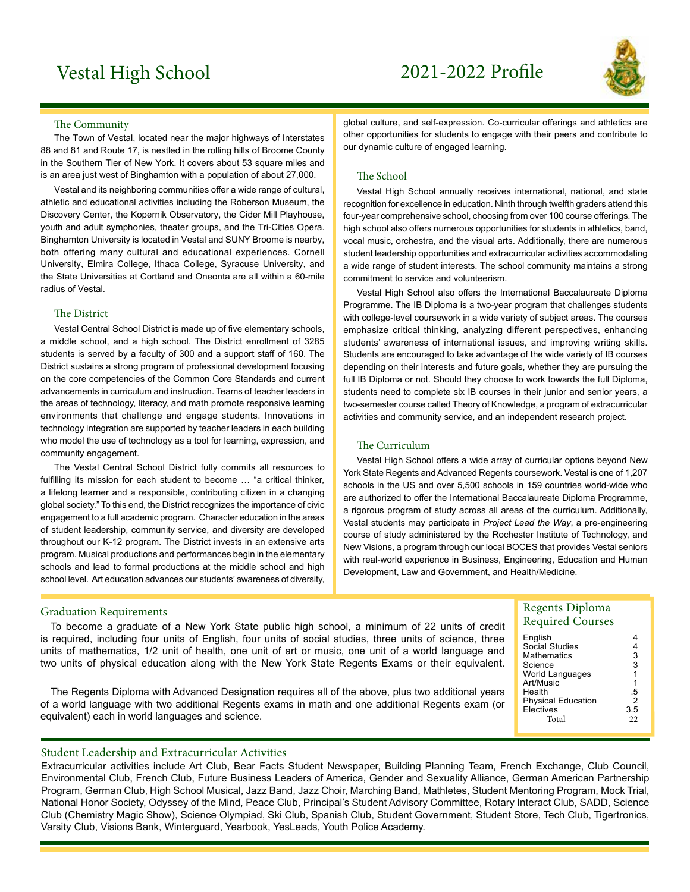# Vestal High School

# 2021-2022 Profile

## The Community

The Town of Vestal, located near the major highways of Interstates 88 and 81 and Route 17, is nestled in the rolling hills of Broome County in the Southern Tier of New York. It covers about 53 square miles and is an area just west of Binghamton with a population of about 27,000.

Vestal and its neighboring communities offer a wide range of cultural, athletic and educational activities including the Roberson Museum, the Discovery Center, the Kopernik Observatory, the Cider Mill Playhouse, youth and adult symphonies, theater groups, and the Tri-Cities Opera. Binghamton University is located in Vestal and SUNY Broome is nearby, both offering many cultural and educational experiences. Cornell University, Elmira College, Ithaca College, Syracuse University, and the State Universities at Cortland and Oneonta are all within a 60-mile radius of Vestal.

## The District

Vestal Central School District is made up of five elementary schools, a middle school, and a high school. The District enrollment of 3285 students is served by a faculty of 300 and a support staff of 160. The District sustains a strong program of professional development focusing on the core competencies of the Common Core Standards and current advancements in curriculum and instruction. Teams of teacher leaders in the areas of technology, literacy, and math promote responsive learning environments that challenge and engage students. Innovations in technology integration are supported by teacher leaders in each building who model the use of technology as a tool for learning, expression, and community engagement.

The Vestal Central School District fully commits all resources to fulfilling its mission for each student to become … "a critical thinker, a lifelong learner and a responsible, contributing citizen in a changing global society." To this end, the District recognizes the importance of civic engagement to a full academic program. Character education in the areas of student leadership, community service, and diversity are developed throughout our K-12 program. The District invests in an extensive arts program. Musical productions and performances begin in the elementary schools and lead to formal productions at the middle school and high school level. Art education advances our students' awareness of diversity, global culture, and self-expression. Co-curricular offerings and athletics are other opportunities for students to engage with their peers and contribute to our dynamic culture of engaged learning.

## The School

Vestal High School annually receives international, national, and state recognition for excellence in education. Ninth through twelfth graders attend this four-year comprehensive school, choosing from over 100 course offerings. The high school also offers numerous opportunities for students in athletics, band, vocal music, orchestra, and the visual arts. Additionally, there are numerous student leadership opportunities and extracurricular activities accommodating a wide range of student interests. The school community maintains a strong commitment to service and volunteerism.

Vestal High School also offers the International Baccalaureate Diploma Programme. The IB Diploma is a two-year program that challenges students with college-level coursework in a wide variety of subject areas. The courses emphasize critical thinking, analyzing different perspectives, enhancing students' awareness of international issues, and improving writing skills. Students are encouraged to take advantage of the wide variety of IB courses depending on their interests and future goals, whether they are pursuing the full IB Diploma or not. Should they choose to work towards the full Diploma, students need to complete six IB courses in their junior and senior years, a two-semester course called Theory of Knowledge, a program of extracurricular activities and community service, and an independent research project.

## The Curriculum

Vestal High School offers a wide array of curricular options beyond New York State Regents and Advanced Regents coursework. Vestal is one of 1,207 schools in the US and over 5,500 schools in 159 countries world-wide who are authorized to offer the International Baccalaureate Diploma Programme, a rigorous program of study across all areas of the curriculum. Additionally, Vestal students may participate in *Project Lead the Way*, a pre-engineering course of study administered by the Rochester Institute of Technology, and New Visions, a program through our local BOCES that provides Vestal seniors with real-world experience in Business, Engineering, Education and Human Development, Law and Government, and Health/Medicine.

## Graduation Requirements

To become a graduate of a New York State public high school, a minimum of 22 units of credit is required, including four units of English, four units of social studies, three units of science, three units of mathematics, 1/2 unit of health, one unit of art or music, one unit of a world language and two units of physical education along with the New York State Regents Exams or their equivalent.

The Regents Diploma with Advanced Designation requires all of the above, plus two additional years of a world language with two additional Regents exams in math and one additional Regents exam (or equivalent) each in world languages and science.

## Regents Diploma Required Courses

| Course | Units |
|---|---|
| English | 4 |
| Social Studies | 4 |
| Mathematics | 3 |
| Science | 3 |
| World Languages | 1 |
| Art/Music | 1 |
| Health | .5 |
| Physical Education | 2 |
| Electives | 3.5 |
| Total | 22 |

## Student Leadership and Extracurricular Activities

Extracurricular activities include Art Club, Bear Facts Student Newspaper, Building Planning Team, French Exchange, Club Council, Environmental Club, French Club, Future Business Leaders of America, Gender and Sexuality Alliance, German American Partnership Program, German Club, High School Musical, Jazz Band, Jazz Choir, Marching Band, Mathletes, Student Mentoring Program, Mock Trial, National Honor Society, Odyssey of the Mind, Peace Club, Principal's Student Advisory Committee, Rotary Interact Club, SADD, Science Club (Chemistry Magic Show), Science Olympiad, Ski Club, Spanish Club, Student Government, Student Store, Tech Club, Tigertronics, Varsity Club, Visions Bank, Winterguard, Yearbook, YesLeads, Youth Police Academy.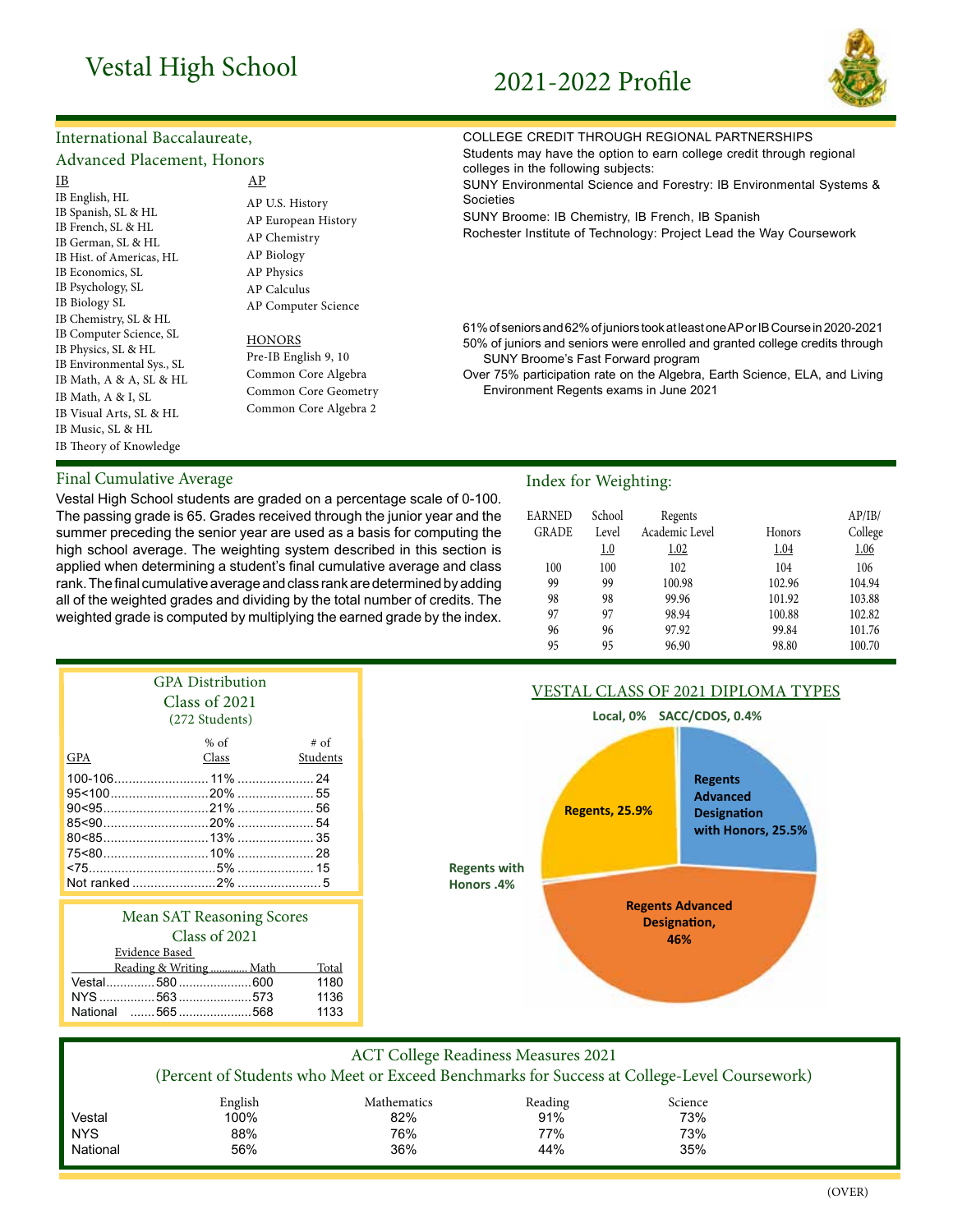# Vestal High School

# 2021-2022 Profile

## International Baccalaureate, Advanced Placement, Honors

**IB**

- IB English, HL
- IB Spanish, SL & HL
- IB French, SL & HL
- IB German, SL & HL
- IB Hist. of Americas, HL
- IB Economics, SL
- IB Psychology, SL
- IB Biology SL
- IB Chemistry, SL & HL
- IB Computer Science, SL
- IB Physics, SL & HL
- IB Environmental Sys., SL
- IB Math, A & A, SL & HL
- IB Math, A & I, SL
- IB Visual Arts, SL & HL
- IB Music, SL & HL
- IB Theory of Knowledge

**AP**

- AP U.S. History
- AP European History
- AP Chemistry
- AP Biology
- AP Physics
- AP Calculus
- AP Computer Science

**HONORS**

- Pre-IB English 9, 10
- Common Core Algebra
- Common Core Geometry
- Common Core Algebra 2

## COLLEGE CREDIT THROUGH REGIONAL PARTNERSHIPS

Students may have the option to earn college credit through regional colleges in the following subjects:

SUNY Environmental Science and Forestry: IB Environmental Systems & Societies

SUNY Broome: IB Chemistry, IB French, IB Spanish

Rochester Institute of Technology: Project Lead the Way Coursework

61% of seniors and 62% of juniors took at least one AP or IB Course in 2020-2021

50% of juniors and seniors were enrolled and granted college credits through SUNY Broome's Fast Forward program

Over 75% participation rate on the Algebra, Earth Science, ELA, and Living Environment Regents exams in June 2021

## Final Cumulative Average

Vestal High School students are graded on a percentage scale of 0-100. The passing grade is 65. Grades received through the junior year and the summer preceding the senior year are used as a basis for computing the high school average. The weighting system described in this section is applied when determining a student's final cumulative average and class rank. The final cumulative average and class rank are determined by adding all of the weighted grades and dividing by the total number of credits. The weighted grade is computed by multiplying the earned grade by the index.

## Index for Weighting:

| EARNED GRADE | School Level 1.0 | Regents Academic Level 1.02 | Honors 1.04 | AP/IB/ College 1.06 |
|---|---|---|---|---|
| 100 | 100 | 102 | 104 | 106 |
| 99 | 99 | 100.98 | 102.96 | 104.94 |
| 98 | 98 | 99.96 | 101.92 | 103.88 |
| 97 | 97 | 98.94 | 100.88 | 102.82 |
| 96 | 96 | 97.92 | 99.84 | 101.76 |
| 95 | 95 | 96.90 | 98.80 | 100.70 |

## GPA Distribution Class of 2021 (272 Students)

| GPA | % of Class | # of Students |
|---|---|---|
| 100-106 | 11% | 24 |
| 95<100 | 20% | 55 |
| 90<95 | 21% | 56 |
| 85<90 | 20% | 54 |
| 80<85 | 13% | 35 |
| 75<80 | 10% | 28 |
| <75 | 5% | 15 |
| Not ranked | 2% | 5 |

## Mean SAT Reasoning Scores Class of 2021

| | Evidence Based Reading & Writing | Math | Total |
|---|---|---|---|
| Vestal | 580 | 600 | 1180 |
| NYS | 563 | 573 | 1136 |
| National | 565 | 568 | 1133 |

## VESTAL CLASS OF 2021 DIPLOMA TYPES

- Local, 0%
- SACC/CDOS, 0.4%
- Regents Advanced Designation with Honors, 25.5%
- Regents Advanced Designation, 46%
- Regents with Honors .4%
- Regents, 25.9%

## ACT College Readiness Measures 2021
(Percent of Students who Meet or Exceed Benchmarks for Success at College-Level Coursework)

| | English | Mathematics | Reading | Science |
|---|---|---|---|---|
| Vestal | 100% | 82% | 91% | 73% |
| NYS | 88% | 76% | 77% | 73% |
| National | 56% | 36% | 44% | 35% |

(OVER)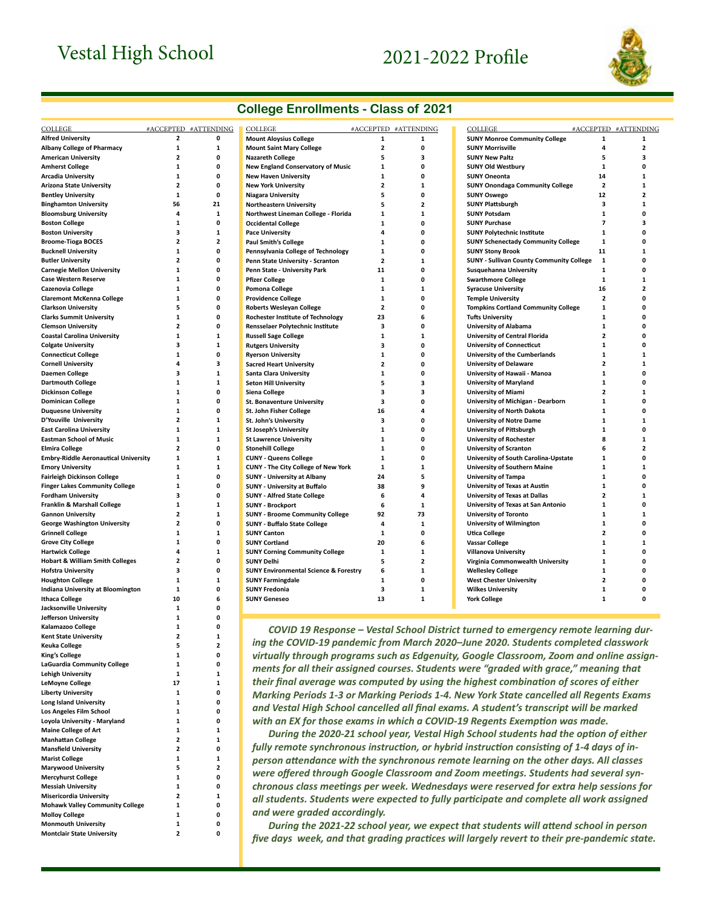# Vestal High School

# 2021-2022 Profile

## College Enrollments - Class of 2021

| COLLEGE | #ACCEPTED | #ATTENDING |
|---|---|---|
| Alfred University | 2 | 0 |
| Albany College of Pharmacy | 1 | 1 |
| American University | 2 | 0 |
| Amherst College | 1 | 0 |
| Arcadia University | 1 | 0 |
| Arizona State University | 2 | 0 |
| Bentley University | 1 | 0 |
| Binghamton University | 56 | 21 |
| Bloomsburg University | 4 | 1 |
| Boston College | 1 | 0 |
| Boston University | 3 | 1 |
| Broome-Tioga BOCES | 2 | 2 |
| Bucknell University | 1 | 0 |
| Butler University | 2 | 0 |
| Carnegie Mellon University | 1 | 0 |
| Case Western Reserve | 1 | 0 |
| Cazenovia College | 1 | 0 |
| Claremont McKenna College | 1 | 0 |
| Clarkson University | 5 | 0 |
| Clarks Summit University | 1 | 0 |
| Clemson University | 2 | 0 |
| Coastal Carolina University | 1 | 1 |
| Colgate University | 3 | 1 |
| Connecticut College | 1 | 0 |
| Cornell University | 4 | 3 |
| Daemen College | 3 | 1 |
| Dartmouth College | 1 | 1 |
| Dickinson College | 1 | 0 |
| Dominican College | 1 | 0 |
| Duquesne University | 1 | 0 |
| D'Youville University | 2 | 1 |
| East Carolina University | 1 | 1 |
| Eastman School of Music | 1 | 1 |
| Elmira College | 2 | 0 |
| Embry-Riddle Aeronautical University | 1 | 1 |
| Emory University | 1 | 1 |
| Fairleigh Dickinson College | 1 | 0 |
| Finger Lakes Community College | 1 | 0 |
| Fordham University | 3 | 0 |
| Franklin & Marshall College | 1 | 1 |
| Gannon University | 2 | 1 |
| George Washington University | 2 | 0 |
| Grinnell College | 1 | 1 |
| Grove City College | 1 | 0 |
| Hartwick College | 4 | 1 |
| Hobart & William Smith Colleges | 2 | 0 |
| Hofstra University | 3 | 0 |
| Houghton College | 1 | 1 |
| Indiana University at Bloomington | 1 | 0 |
| Ithaca College | 10 | 6 |
| Jacksonville University | 1 | 0 |
| Jefferson University | 1 | 0 |
| Kalamazoo College | 1 | 0 |
| Kent State University | 2 | 1 |
| Keuka College | 5 | 2 |
| King's College | 1 | 0 |
| LaGuardia Community College | 1 | 0 |
| Lehigh University | 1 | 1 |
| LeMoyne College | 17 | 1 |
| Liberty University | 1 | 0 |
| Long Island University | 1 | 0 |
| Los Angeles Film School | 1 | 0 |
| Loyola University - Maryland | 1 | 0 |
| Maine College of Art | 1 | 1 |
| Manhattan College | 2 | 1 |
| Mansfield University | 2 | 0 |
| Marist College | 1 | 1 |
| Marywood University | 5 | 2 |
| Mercyhurst College | 1 | 0 |
| Messiah University | 1 | 0 |
| Misericordia University | 2 | 1 |
| Mohawk Valley Community College | 1 | 0 |
| Molloy College | 1 | 0 |
| Monmouth University | 1 | 0 |
| Montclair State University | 2 | 0 |
| Mount Aloysius College | 1 | 1 |
| Mount Saint Mary College | 2 | 0 |
| Nazareth College | 5 | 3 |
| New England Conservatory of Music | 1 | 0 |
| New Haven University | 1 | 0 |
| New York University | 2 | 1 |
| Niagara University | 5 | 0 |
| Northeastern University | 5 | 2 |
| Northwest Lineman College - Florida | 1 | 1 |
| Occidental College | 1 | 0 |
| Pace University | 4 | 0 |
| Paul Smith's College | 1 | 0 |
| Pennsylvania College of Technology | 1 | 0 |
| Penn State University - Scranton | 2 | 1 |
| Penn State - University Park | 11 | 0 |
| Pfizer College | 1 | 0 |
| Pomona College | 1 | 1 |
| Providence College | 1 | 0 |
| Roberts Wesleyan College | 2 | 0 |
| Rochester Institute of Technology | 23 | 6 |
| Rensselaer Polytechnic Institute | 3 | 0 |
| Russell Sage College | 1 | 1 |
| Rutgers University | 3 | 0 |
| Ryerson University | 1 | 0 |
| Sacred Heart University | 2 | 0 |
| Santa Clara University | 1 | 0 |
| Seton Hill University | 5 | 3 |
| Siena College | 3 | 3 |
| St. Bonaventure University | 3 | 0 |
| St. John Fisher College | 16 | 4 |
| St. John's University | 3 | 0 |
| St Joseph's University | 1 | 0 |
| St Lawrence University | 1 | 0 |
| Stonehill College | 1 | 0 |
| CUNY - Queens College | 1 | 0 |
| CUNY - The City College of New York | 1 | 1 |
| SUNY - University at Albany | 24 | 5 |
| SUNY - University at Buffalo | 38 | 9 |
| SUNY - Alfred State College | 6 | 4 |
| SUNY - Brockport | 6 | 1 |
| SUNY - Broome Community College | 92 | 73 |
| SUNY - Buffalo State College | 4 | 1 |
| SUNY Canton | 1 | 0 |
| SUNY Cortland | 20 | 6 |
| SUNY Corning Community College | 1 | 1 |
| SUNY Delhi | 5 | 2 |
| SUNY Environmental Science & Forestry | 6 | 1 |
| SUNY Farmingdale | 1 | 0 |
| SUNY Fredonia | 3 | 1 |
| SUNY Geneseo | 13 | 1 |
| SUNY Monroe Community College | 1 | 1 |
| SUNY Morrisville | 4 | 2 |
| SUNY New Paltz | 5 | 3 |
| SUNY Old Westbury | 1 | 0 |
| SUNY Oneonta | 14 | 1 |
| SUNY Onondaga Community College | 2 | 1 |
| SUNY Oswego | 12 | 2 |
| SUNY Plattsburgh | 3 | 1 |
| SUNY Potsdam | 1 | 0 |
| SUNY Purchase | 7 | 3 |
| SUNY Polytechnic Institute | 1 | 0 |
| SUNY Schenectady Community College | 1 | 0 |
| SUNY Stony Brook | 11 | 1 |
| SUNY - Sullivan County Community College | 1 | 0 |
| Susquehanna University | 1 | 0 |
| Swarthmore College | 1 | 1 |
| Syracuse University | 16 | 2 |
| Temple University | 2 | 0 |
| Tompkins Cortland Community College | 1 | 0 |
| Tufts University | 1 | 0 |
| University of Alabama | 1 | 0 |
| University of Central Florida | 2 | 0 |
| University of Connecticut | 1 | 0 |
| University of the Cumberlands | 1 | 1 |
| University of Delaware | 2 | 1 |
| University of Hawaii - Manoa | 1 | 0 |
| University of Maryland | 1 | 0 |
| University of Miami | 2 | 1 |
| University of Michigan - Dearborn | 1 | 0 |
| University of North Dakota | 1 | 0 |
| University of Notre Dame | 1 | 1 |
| University of Pittsburgh | 1 | 0 |
| University of Rochester | 8 | 1 |
| University of Scranton | 6 | 2 |
| University of South Carolina-Upstate | 1 | 0 |
| University of Southern Maine | 1 | 1 |
| University of Tampa | 1 | 0 |
| University of Texas at Austin | 1 | 0 |
| University of Texas at Dallas | 2 | 1 |
| University of Texas at San Antonio | 1 | 0 |
| University of Toronto | 1 | 1 |
| University of Wilmington | 1 | 0 |
| Utica College | 2 | 0 |
| Vassar College | 1 | 1 |
| Villanova University | 1 | 0 |
| Virginia Commonwealth University | 1 | 0 |
| Wellesley College | 1 | 0 |
| West Chester University | 2 | 0 |
| Wilkes University | 1 | 0 |
| York College | 1 | 0 |

***COVID 19 Response – Vestal School District turned to emergency remote learning during the COVID-19 pandemic from March 2020–June 2020. Students completed classwork virtually through programs such as Edgenuity, Google Classroom, Zoom and online assignments for all their assigned courses. Students were "graded with grace," meaning that their final average was computed by using the highest combination of scores of either Marking Periods 1-3 or Marking Periods 1-4. New York State cancelled all Regents Exams and Vestal High School cancelled all final exams. A student's transcript will be marked with an EX for those exams in which a COVID-19 Regents Exemption was made.***

***During the 2020-21 school year, Vestal High School students had the option of either fully remote synchronous instruction, or hybrid instruction consisting of 1-4 days of in-person attendance with the synchronous remote learning on the other days. All classes were offered through Google Classroom and Zoom meetings. Students had several synchronous class meetings per week. Wednesdays were reserved for extra help sessions for all students. Students were expected to fully participate and complete all work assigned and were graded accordingly.***

***During the 2021-22 school year, we expect that students will attend school in person five days  week, and that grading practices will largely revert to their pre-pandemic state.***